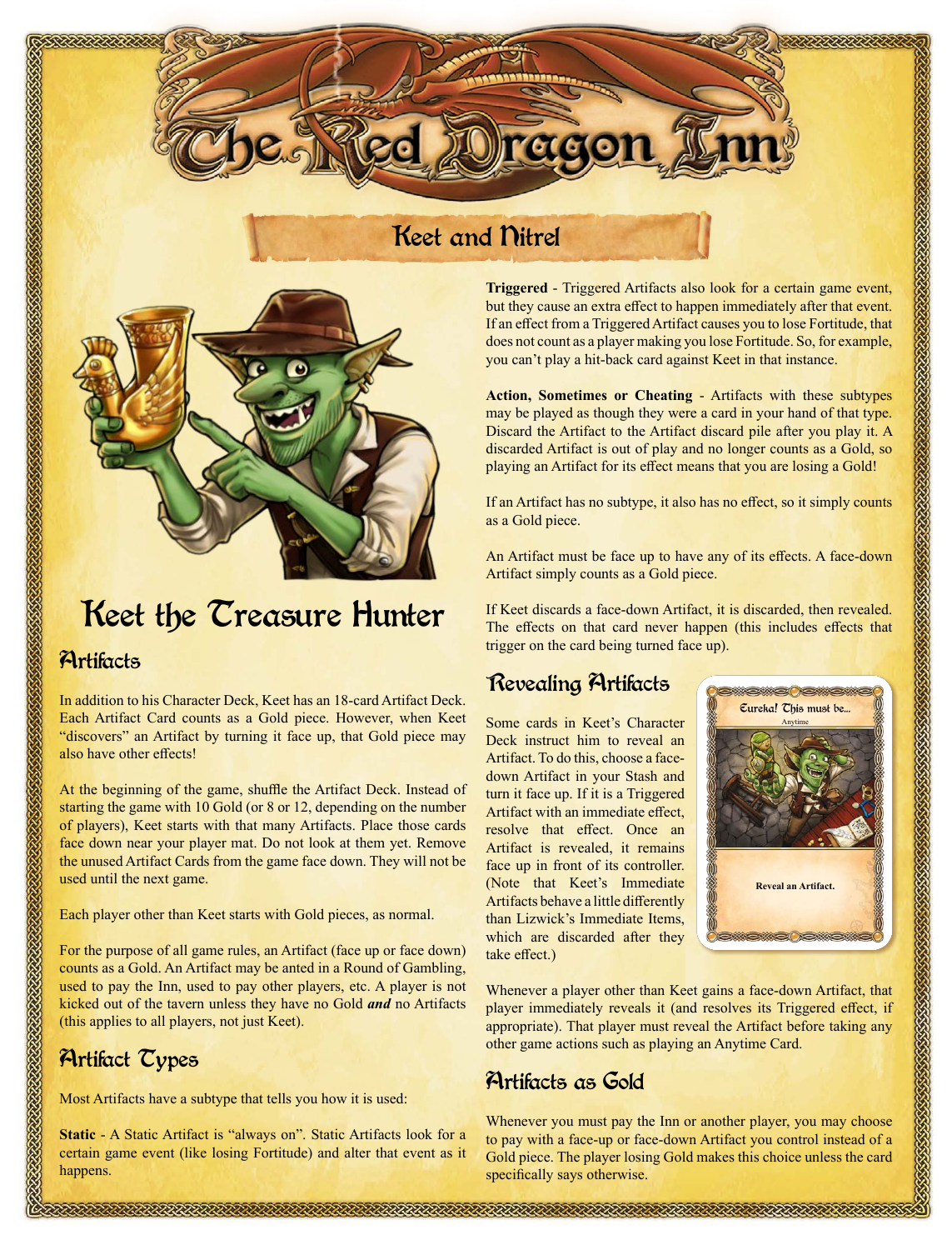# The Red Dragon Inn

## Keet and Nitrel

# Keet the Treasure Hunter

## Artifacts

In addition to his Character Deck, Keet has an 18-card Artifact Deck. Each Artifact Card counts as a Gold piece. However, when Keet "discovers" an Artifact by turning it face up, that Gold piece may also have other effects!

At the beginning of the game, shuffle the Artifact Deck. Instead of starting the game with 10 Gold (or 8 or 12, depending on the number of players), Keet starts with that many Artifacts. Place those cards face down near your player mat. Do not look at them yet. Remove the unused Artifact Cards from the game face down. They will not be used until the next game.

Each player other than Keet starts with Gold pieces, as normal.

For the purpose of all game rules, an Artifact (face up or face down) counts as a Gold. An Artifact may be anted in a Round of Gambling, used to pay the Inn, used to pay other players, etc. A player is not kicked out of the tavern unless they have no Gold ***and*** no Artifacts (this applies to all players, not just Keet).

## Artifact Types

Most Artifacts have a subtype that tells you how it is used:

**Static** - A Static Artifact is "always on". Static Artifacts look for a certain game event (like losing Fortitude) and alter that event as it happens.

**Triggered** - Triggered Artifacts also look for a certain game event, but they cause an extra effect to happen immediately after that event. If an effect from a Triggered Artifact causes you to lose Fortitude, that does not count as a player making you lose Fortitude. So, for example, you can't play a hit-back card against Keet in that instance.

**Action, Sometimes or Cheating** - Artifacts with these subtypes may be played as though they were a card in your hand of that type. Discard the Artifact to the Artifact discard pile after you play it. A discarded Artifact is out of play and no longer counts as a Gold, so playing an Artifact for its effect means that you are losing a Gold!

If an Artifact has no subtype, it also has no effect, so it simply counts as a Gold piece.

An Artifact must be face up to have any of its effects. A face-down Artifact simply counts as a Gold piece.

If Keet discards a face-down Artifact, it is discarded, then revealed. The effects on that card never happen (this includes effects that trigger on the card being turned face up).

## Revealing Artifacts

Some cards in Keet's Character Deck instruct him to reveal an Artifact. To do this, choose a face-down Artifact in your Stash and turn it face up. If it is a Triggered Artifact with an immediate effect, resolve that effect. Once an Artifact is revealed, it remains face up in front of its controller. (Note that Keet's Immediate Artifacts behave a little differently than Lizwick's Immediate Items, which are discarded after they take effect.)

Eureka! This must be...
Anytime
Reveal an Artifact.

Whenever a player other than Keet gains a face-down Artifact, that player immediately reveals it (and resolves its Triggered effect, if appropriate). That player must reveal the Artifact before taking any other game actions such as playing an Anytime Card.

## Artifacts as Gold

Whenever you must pay the Inn or another player, you may choose to pay with a face-up or face-down Artifact you control instead of a Gold piece. The player losing Gold makes this choice unless the card specifically says otherwise.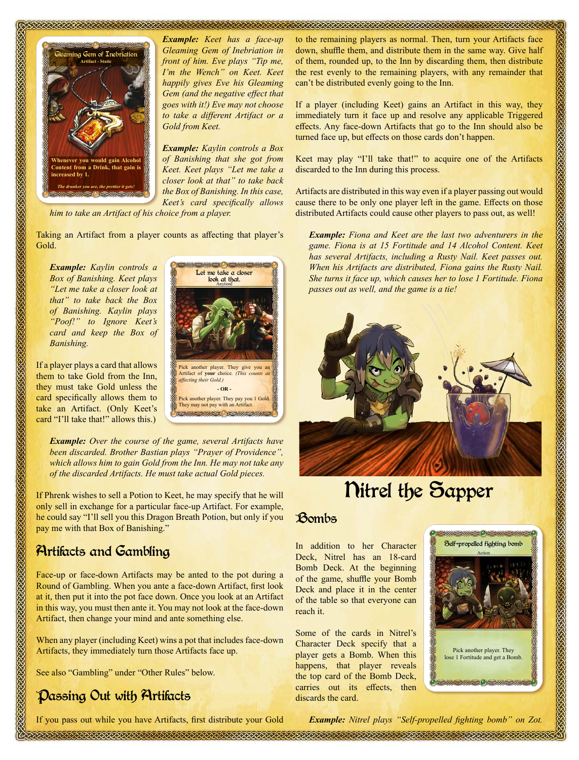*Example: Keet has a face-up Gleaming Gem of Inebriation in front of him. Eve plays "Tip me, I'm the Wench" on Keet. Keet happily gives Eve his Gleaming Gem (and the negative effect that goes with it!) Eve may not choose to take a different Artifact or a Gold from Keet.*

*Example: Kaylin controls a Box of Banishing that she got from Keet. Keet plays "Let me take a closer look at that" to take back the Box of Banishing. In this case, Keet's card specifically allows him to take an Artifact of his choice from a player.*

Taking an Artifact from a player counts as affecting that player's Gold.

*Example: Kaylin controls a Box of Banishing. Keet plays "Let me take a closer look at that" to take back the Box of Banishing. Kaylin plays "Poof!" to Ignore Keet's card and keep the Box of Banishing.*

If a player plays a card that allows them to take Gold from the Inn, they must take Gold unless the card specifically allows them to take an Artifact. (Only Keet's card "I'll take that!" allows this.)

*Example: Over the course of the game, several Artifacts have been discarded. Brother Bastian plays "Prayer of Providence", which allows him to gain Gold from the Inn. He may not take any of the discarded Artifacts. He must take actual Gold pieces.*

If Phrenk wishes to sell a Potion to Keet, he may specify that he will only sell in exchange for a particular face-up Artifact. For example, he could say "I'll sell you this Dragon Breath Potion, but only if you pay me with that Box of Banishing."

## Artifacts and Gambling

Face-up or face-down Artifacts may be anted to the pot during a Round of Gambling. When you ante a face-down Artifact, first look at it, then put it into the pot face down. Once you look at an Artifact in this way, you must then ante it. You may not look at the face-down Artifact, then change your mind and ante something else.

When any player (including Keet) wins a pot that includes face-down Artifacts, they immediately turn those Artifacts face up.

See also "Gambling" under "Other Rules" below.

## Passing Out with Artifacts

If you pass out while you have Artifacts, first distribute your Gold to the remaining players as normal. Then, turn your Artifacts face down, shuffle them, and distribute them in the same way. Give half of them, rounded up, to the Inn by discarding them, then distribute the rest evenly to the remaining players, with any remainder that can't be distributed evenly going to the Inn.

If a player (including Keet) gains an Artifact in this way, they immediately turn it face up and resolve any applicable Triggered effects. Any face-down Artifacts that go to the Inn should also be turned face up, but effects on those cards don't happen.

Keet may play "I'll take that!" to acquire one of the Artifacts discarded to the Inn during this process.

Artifacts are distributed in this way even if a player passing out would cause there to be only one player left in the game. Effects on those distributed Artifacts could cause other players to pass out, as well!

*Example: Fiona and Keet are the last two adventurers in the game. Fiona is at 15 Fortitude and 14 Alcohol Content. Keet has several Artifacts, including a Rusty Nail. Keet passes out. When his Artifacts are distributed, Fiona gains the Rusty Nail. She turns it face up, which causes her to lose 1 Fortitude. Fiona passes out as well, and the game is a tie!*

# Nitrel the Sapper

## Bombs

In addition to her Character Deck, Nitrel has an 18-card Bomb Deck. At the beginning of the game, shuffle your Bomb Deck and place it in the center of the table so that everyone can reach it.

Some of the cards in Nitrel's Character Deck specify that a player gets a Bomb. When this happens, that player reveals the top card of the Bomb Deck, carries out its effects, then discards the card.

*Example: Nitrel plays "Self-propelled fighting bomb" on Zot.*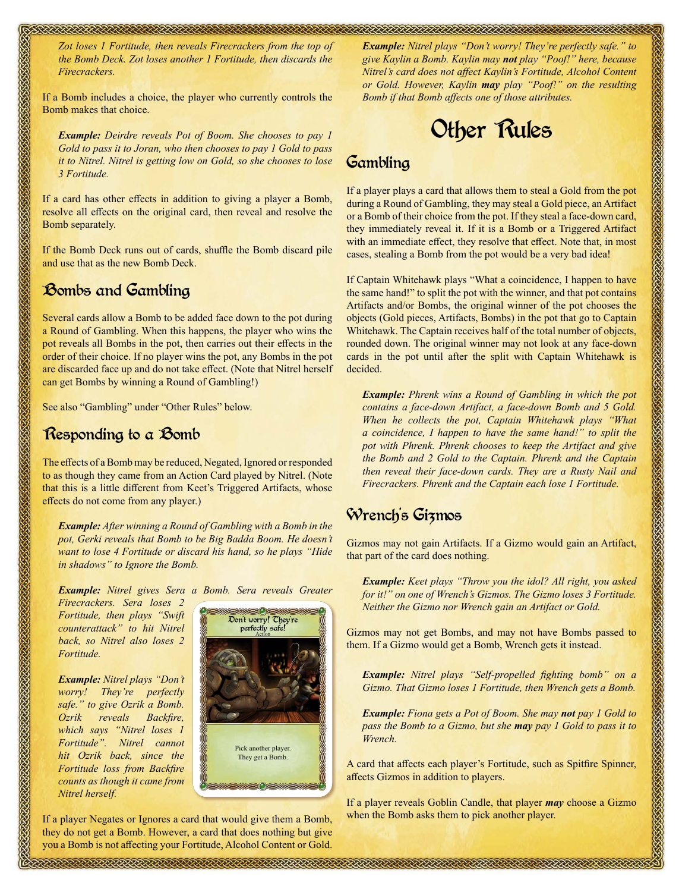*Zot loses 1 Fortitude, then reveals Firecrackers from the top of the Bomb Deck. Zot loses another 1 Fortitude, then discards the Firecrackers.*

If a Bomb includes a choice, the player who currently controls the Bomb makes that choice.

***Example:*** *Deirdre reveals Pot of Boom. She chooses to pay 1 Gold to pass it to Joran, who then chooses to pay 1 Gold to pass it to Nitrel. Nitrel is getting low on Gold, so she chooses to lose 3 Fortitude.*

If a card has other effects in addition to giving a player a Bomb, resolve all effects on the original card, then reveal and resolve the Bomb separately.

If the Bomb Deck runs out of cards, shuffle the Bomb discard pile and use that as the new Bomb Deck.

## Bombs and Gambling

Several cards allow a Bomb to be added face down to the pot during a Round of Gambling. When this happens, the player who wins the pot reveals all Bombs in the pot, then carries out their effects in the order of their choice. If no player wins the pot, any Bombs in the pot are discarded face up and do not take effect. (Note that Nitrel herself can get Bombs by winning a Round of Gambling!)

See also "Gambling" under "Other Rules" below.

## Responding to a Bomb

The effects of a Bomb may be reduced, Negated, Ignored or responded to as though they came from an Action Card played by Nitrel. (Note that this is a little different from Keet's Triggered Artifacts, whose effects do not come from any player.)

***Example:*** *After winning a Round of Gambling with a Bomb in the pot, Gerki reveals that Bomb to be Big Badda Boom. He doesn't want to lose 4 Fortitude or discard his hand, so he plays "Hide in shadows" to Ignore the Bomb.*

***Example:*** *Nitrel gives Sera a Bomb. Sera reveals Greater Firecrackers. Sera loses 2 Fortitude, then plays "Swift counterattack" to hit Nitrel back, so Nitrel also loses 2 Fortitude.*

***Example:*** *Nitrel plays "Don't worry! They're perfectly safe." to give Ozrik a Bomb. Ozrik reveals Backfire, which says "Nitrel loses 1 Fortitude". Nitrel cannot hit Ozrik back, since the Fortitude loss from Backfire counts as though it came from Nitrel herself.*

Don't worry! They're perfectly safe!
Action
Pick another player. They get a Bomb.

If a player Negates or Ignores a card that would give them a Bomb, they do not get a Bomb. However, a card that does nothing but give you a Bomb is not affecting your Fortitude, Alcohol Content or Gold.

***Example:*** *Nitrel plays "Don't worry! They're perfectly safe." to give Kaylin a Bomb. Kaylin may **not** play "Poof!" here, because Nitrel's card does not affect Kaylin's Fortitude, Alcohol Content or Gold. However, Kaylin **may** play "Poof!" on the resulting Bomb if that Bomb affects one of those attributes.*

# Other Rules

## Gambling

If a player plays a card that allows them to steal a Gold from the pot during a Round of Gambling, they may steal a Gold piece, an Artifact or a Bomb of their choice from the pot. If they steal a face-down card, they immediately reveal it. If it is a Bomb or a Triggered Artifact with an immediate effect, they resolve that effect. Note that, in most cases, stealing a Bomb from the pot would be a very bad idea!

If Captain Whitehawk plays "What a coincidence, I happen to have the same hand!" to split the pot with the winner, and that pot contains Artifacts and/or Bombs, the original winner of the pot chooses the objects (Gold pieces, Artifacts, Bombs) in the pot that go to Captain Whitehawk. The Captain receives half of the total number of objects, rounded down. The original winner may not look at any face-down cards in the pot until after the split with Captain Whitehawk is decided.

***Example:*** *Phrenk wins a Round of Gambling in which the pot contains a face-down Artifact, a face-down Bomb and 5 Gold. When he collects the pot, Captain Whitehawk plays "What a coincidence, I happen to have the same hand!" to split the pot with Phrenk. Phrenk chooses to keep the Artifact and give the Bomb and 2 Gold to the Captain. Phrenk and the Captain then reveal their face-down cards. They are a Rusty Nail and Firecrackers. Phrenk and the Captain each lose 1 Fortitude.*

## Wrench's Gizmos

Gizmos may not gain Artifacts. If a Gizmo would gain an Artifact, that part of the card does nothing.

***Example:*** *Keet plays "Throw you the idol? All right, you asked for it!" on one of Wrench's Gizmos. The Gizmo loses 3 Fortitude. Neither the Gizmo nor Wrench gain an Artifact or Gold.*

Gizmos may not get Bombs, and may not have Bombs passed to them. If a Gizmo would get a Bomb, Wrench gets it instead.

***Example:*** *Nitrel plays "Self-propelled fighting bomb" on a Gizmo. That Gizmo loses 1 Fortitude, then Wrench gets a Bomb.*

***Example:*** *Fiona gets a Pot of Boom. She may **not** pay 1 Gold to pass the Bomb to a Gizmo, but she **may** pay 1 Gold to pass it to Wrench.*

A card that affects each player's Fortitude, such as Spitfire Spinner, affects Gizmos in addition to players.

If a player reveals Goblin Candle, that player ***may*** choose a Gizmo when the Bomb asks them to pick another player.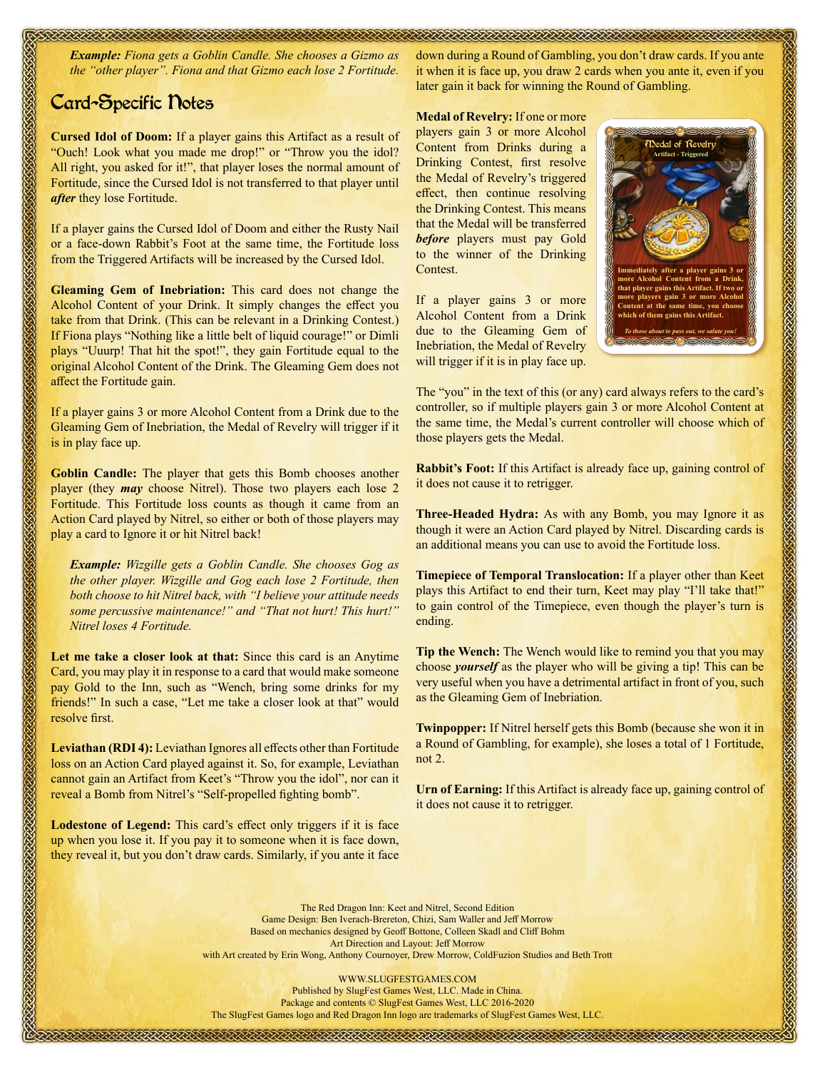*Example: Fiona gets a Goblin Candle. She chooses a Gizmo as the "other player". Fiona and that Gizmo each lose 2 Fortitude.*

## Card-Specific Notes

**Cursed Idol of Doom:** If a player gains this Artifact as a result of "Ouch! Look what you made me drop!" or "Throw you the idol? All right, you asked for it!", that player loses the normal amount of Fortitude, since the Cursed Idol is not transferred to that player until ***after*** they lose Fortitude.

If a player gains the Cursed Idol of Doom and either the Rusty Nail or a face-down Rabbit's Foot at the same time, the Fortitude loss from the Triggered Artifacts will be increased by the Cursed Idol.

**Gleaming Gem of Inebriation:** This card does not change the Alcohol Content of your Drink. It simply changes the effect you take from that Drink. (This can be relevant in a Drinking Contest.) If Fiona plays "Nothing like a little belt of liquid courage!" or Dimli plays "Uuurp! That hit the spot!", they gain Fortitude equal to the original Alcohol Content of the Drink. The Gleaming Gem does not affect the Fortitude gain.

If a player gains 3 or more Alcohol Content from a Drink due to the Gleaming Gem of Inebriation, the Medal of Revelry will trigger if it is in play face up.

**Goblin Candle:** The player that gets this Bomb chooses another player (they ***may*** choose Nitrel). Those two players each lose 2 Fortitude. This Fortitude loss counts as though it came from an Action Card played by Nitrel, so either or both of those players may play a card to Ignore it or hit Nitrel back!

> ***Example:*** *Wizgille gets a Goblin Candle. She chooses Gog as the other player. Wizgille and Gog each lose 2 Fortitude, then both choose to hit Nitrel back, with "I believe your attitude needs some percussive maintenance!" and "That not hurt! This hurt!" Nitrel loses 4 Fortitude.*

**Let me take a closer look at that:** Since this card is an Anytime Card, you may play it in response to a card that would make someone pay Gold to the Inn, such as "Wench, bring some drinks for my friends!" In such a case, "Let me take a closer look at that" would resolve first.

**Leviathan (RDI 4):** Leviathan Ignores all effects other than Fortitude loss on an Action Card played against it. So, for example, Leviathan cannot gain an Artifact from Keet's "Throw you the idol", nor can it reveal a Bomb from Nitrel's "Self-propelled fighting bomb".

**Lodestone of Legend:** This card's effect only triggers if it is face up when you lose it. If you pay it to someone when it is face down, they reveal it, but you don't draw cards. Similarly, if you ante it face down during a Round of Gambling, you don't draw cards. If you ante it when it is face up, you draw 2 cards when you ante it, even if you later gain it back for winning the Round of Gambling.

**Medal of Revelry:** If one or more players gain 3 or more Alcohol Content from Drinks during a Drinking Contest, first resolve the Medal of Revelry's triggered effect, then continue resolving the Drinking Contest. This means that the Medal will be transferred ***before*** players must pay Gold to the winner of the Drinking Contest.

Medal of Revelry
Artifact - Triggered
Immediately after a player gains 3 or more Alcohol Content from a Drink, that player gains this Artifact. If two or more players gain 3 or more Alcohol Content at the same time, you choose which of them gains this Artifact.
*To those about to pass out, we salute you!*

If a player gains 3 or more Alcohol Content from a Drink due to the Gleaming Gem of Inebriation, the Medal of Revelry will trigger if it is in play face up.

The "you" in the text of this (or any) card always refers to the card's controller, so if multiple players gain 3 or more Alcohol Content at the same time, the Medal's current controller will choose which of those players gets the Medal.

**Rabbit's Foot:** If this Artifact is already face up, gaining control of it does not cause it to retrigger.

**Three-Headed Hydra:** As with any Bomb, you may Ignore it as though it were an Action Card played by Nitrel. Discarding cards is an additional means you can use to avoid the Fortitude loss.

**Timepiece of Temporal Translocation:** If a player other than Keet plays this Artifact to end their turn, Keet may play "I'll take that!" to gain control of the Timepiece, even though the player's turn is ending.

**Tip the Wench:** The Wench would like to remind you that you may choose ***yourself*** as the player who will be giving a tip! This can be very useful when you have a detrimental artifact in front of you, such as the Gleaming Gem of Inebriation.

**Twinpopper:** If Nitrel herself gets this Bomb (because she won it in a Round of Gambling, for example), she loses a total of 1 Fortitude, not 2.

**Urn of Earning:** If this Artifact is already face up, gaining control of it does not cause it to retrigger.

The Red Dragon Inn: Keet and Nitrel, Second Edition
Game Design: Ben Iverach-Brereton, Chizi, Sam Waller and Jeff Morrow
Based on mechanics designed by Geoff Bottone, Colleen Skadl and Cliff Bohm
Art Direction and Layout: Jeff Morrow
with Art created by Erin Wong, Anthony Cournoyer, Drew Morrow, ColdFuzion Studios and Beth Trott

WWW.SLUGFESTGAMES.COM
Published by SlugFest Games West, LLC. Made in China.
Package and contents © SlugFest Games West, LLC 2016-2020
The SlugFest Games logo and Red Dragon Inn logo are trademarks of SlugFest Games West, LLC.